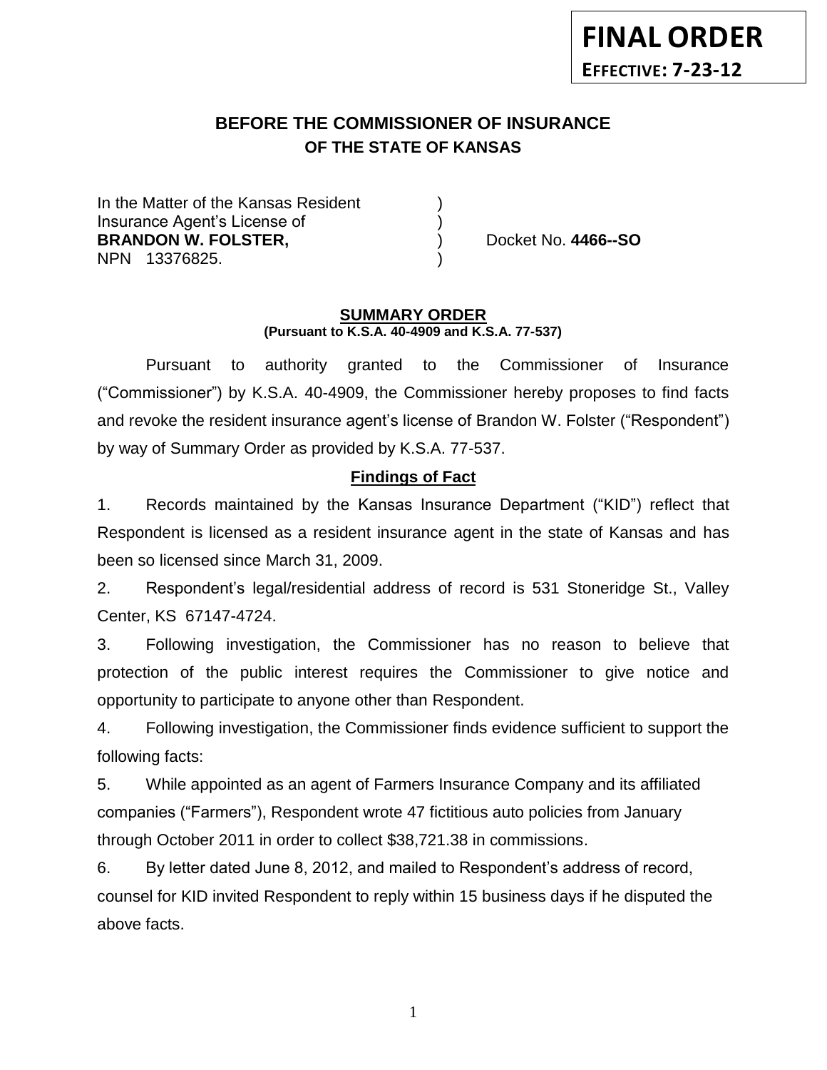**FINAL ORDER**
**EFFECTIVE: 7-23-12**

# BEFORE THE COMMISSIONER OF INSURANCE
## OF THE STATE OF KANSAS

| | | |
|---|---|---|
| In the Matter of the Kansas Resident | ) | |
| Insurance Agent's License of | ) | |
| **BRANDON W. FOLSTER,** | ) | Docket No. **4466--SO** |
| NPN 13376825. | ) | |

### SUMMARY ORDER
**(Pursuant to K.S.A. 40-4909 and K.S.A. 77-537)**

Pursuant to authority granted to the Commissioner of Insurance ("Commissioner") by K.S.A. 40-4909, the Commissioner hereby proposes to find facts and revoke the resident insurance agent's license of Brandon W. Folster ("Respondent") by way of Summary Order as provided by K.S.A. 77-537.

### Findings of Fact

1. Records maintained by the Kansas Insurance Department ("KID") reflect that Respondent is licensed as a resident insurance agent in the state of Kansas and has been so licensed since March 31, 2009.

2. Respondent's legal/residential address of record is 531 Stoneridge St., Valley Center, KS 67147-4724.

3. Following investigation, the Commissioner has no reason to believe that protection of the public interest requires the Commissioner to give notice and opportunity to participate to anyone other than Respondent.

4. Following investigation, the Commissioner finds evidence sufficient to support the following facts:

5. While appointed as an agent of Farmers Insurance Company and its affiliated companies ("Farmers"), Respondent wrote 47 fictitious auto policies from January through October 2011 in order to collect $38,721.38 in commissions.

6. By letter dated June 8, 2012, and mailed to Respondent's address of record, counsel for KID invited Respondent to reply within 15 business days if he disputed the above facts.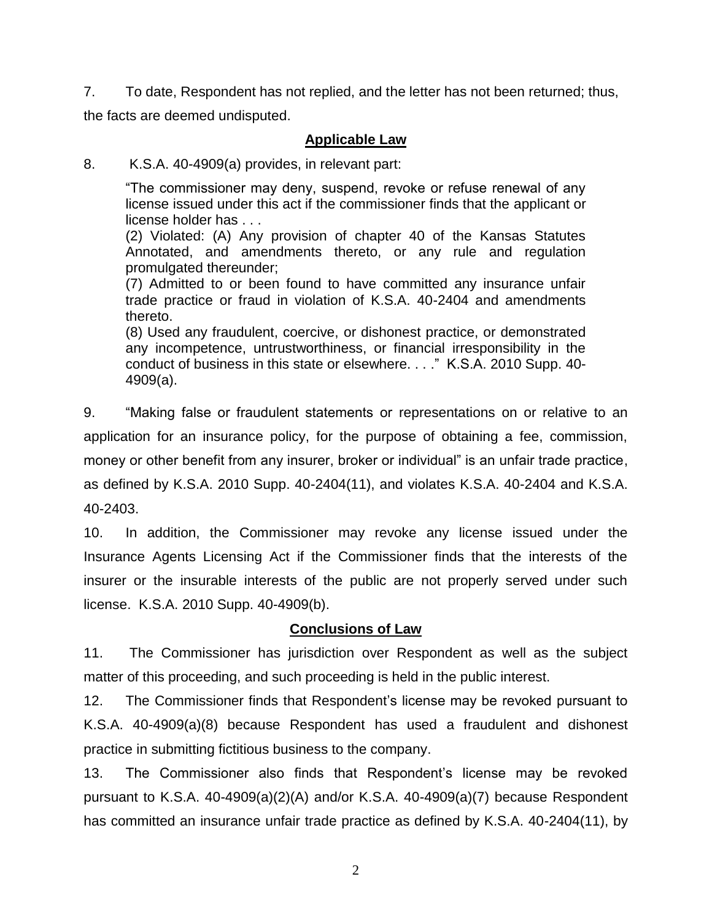7. To date, Respondent has not replied, and the letter has not been returned; thus, the facts are deemed undisputed.

## Applicable Law

8. K.S.A. 40-4909(a) provides, in relevant part:

> "The commissioner may deny, suspend, revoke or refuse renewal of any license issued under this act if the commissioner finds that the applicant or license holder has . . .
> (2) Violated: (A) Any provision of chapter 40 of the Kansas Statutes Annotated, and amendments thereto, or any rule and regulation promulgated thereunder;
> (7) Admitted to or been found to have committed any insurance unfair trade practice or fraud in violation of K.S.A. 40-2404 and amendments thereto.
> (8) Used any fraudulent, coercive, or dishonest practice, or demonstrated any incompetence, untrustworthiness, or financial irresponsibility in the conduct of business in this state or elsewhere. . . ." K.S.A. 2010 Supp. 40-4909(a).

9. "Making false or fraudulent statements or representations on or relative to an application for an insurance policy, for the purpose of obtaining a fee, commission, money or other benefit from any insurer, broker or individual" is an unfair trade practice, as defined by K.S.A. 2010 Supp. 40-2404(11), and violates K.S.A. 40-2404 and K.S.A. 40-2403.

10. In addition, the Commissioner may revoke any license issued under the Insurance Agents Licensing Act if the Commissioner finds that the interests of the insurer or the insurable interests of the public are not properly served under such license. K.S.A. 2010 Supp. 40-4909(b).

## Conclusions of Law

11. The Commissioner has jurisdiction over Respondent as well as the subject matter of this proceeding, and such proceeding is held in the public interest.

12. The Commissioner finds that Respondent's license may be revoked pursuant to K.S.A. 40-4909(a)(8) because Respondent has used a fraudulent and dishonest practice in submitting fictitious business to the company.

13. The Commissioner also finds that Respondent's license may be revoked pursuant to K.S.A. 40-4909(a)(2)(A) and/or K.S.A. 40-4909(a)(7) because Respondent has committed an insurance unfair trade practice as defined by K.S.A. 40-2404(11), by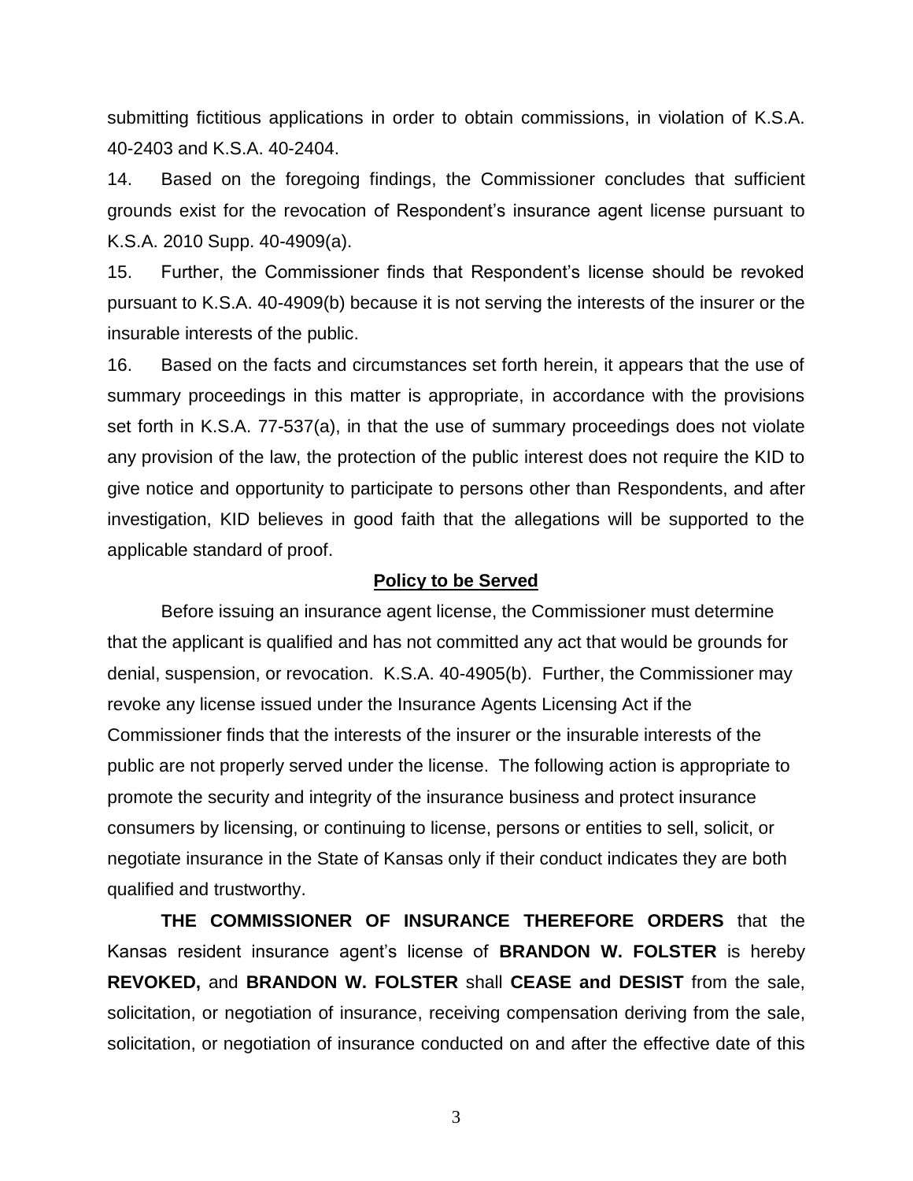submitting fictitious applications in order to obtain commissions, in violation of K.S.A. 40-2403 and K.S.A. 40-2404.

14. Based on the foregoing findings, the Commissioner concludes that sufficient grounds exist for the revocation of Respondent's insurance agent license pursuant to K.S.A. 2010 Supp. 40-4909(a).

15. Further, the Commissioner finds that Respondent's license should be revoked pursuant to K.S.A. 40-4909(b) because it is not serving the interests of the insurer or the insurable interests of the public.

16. Based on the facts and circumstances set forth herein, it appears that the use of summary proceedings in this matter is appropriate, in accordance with the provisions set forth in K.S.A. 77-537(a), in that the use of summary proceedings does not violate any provision of the law, the protection of the public interest does not require the KID to give notice and opportunity to participate to persons other than Respondents, and after investigation, KID believes in good faith that the allegations will be supported to the applicable standard of proof.

**Policy to be Served**

Before issuing an insurance agent license, the Commissioner must determine that the applicant is qualified and has not committed any act that would be grounds for denial, suspension, or revocation. K.S.A. 40-4905(b). Further, the Commissioner may revoke any license issued under the Insurance Agents Licensing Act if the Commissioner finds that the interests of the insurer or the insurable interests of the public are not properly served under the license. The following action is appropriate to promote the security and integrity of the insurance business and protect insurance consumers by licensing, or continuing to license, persons or entities to sell, solicit, or negotiate insurance in the State of Kansas only if their conduct indicates they are both qualified and trustworthy.

**THE COMMISSIONER OF INSURANCE THEREFORE ORDERS** that the Kansas resident insurance agent's license of **BRANDON W. FOLSTER** is hereby **REVOKED,** and **BRANDON W. FOLSTER** shall **CEASE and DESIST** from the sale, solicitation, or negotiation of insurance, receiving compensation deriving from the sale, solicitation, or negotiation of insurance conducted on and after the effective date of this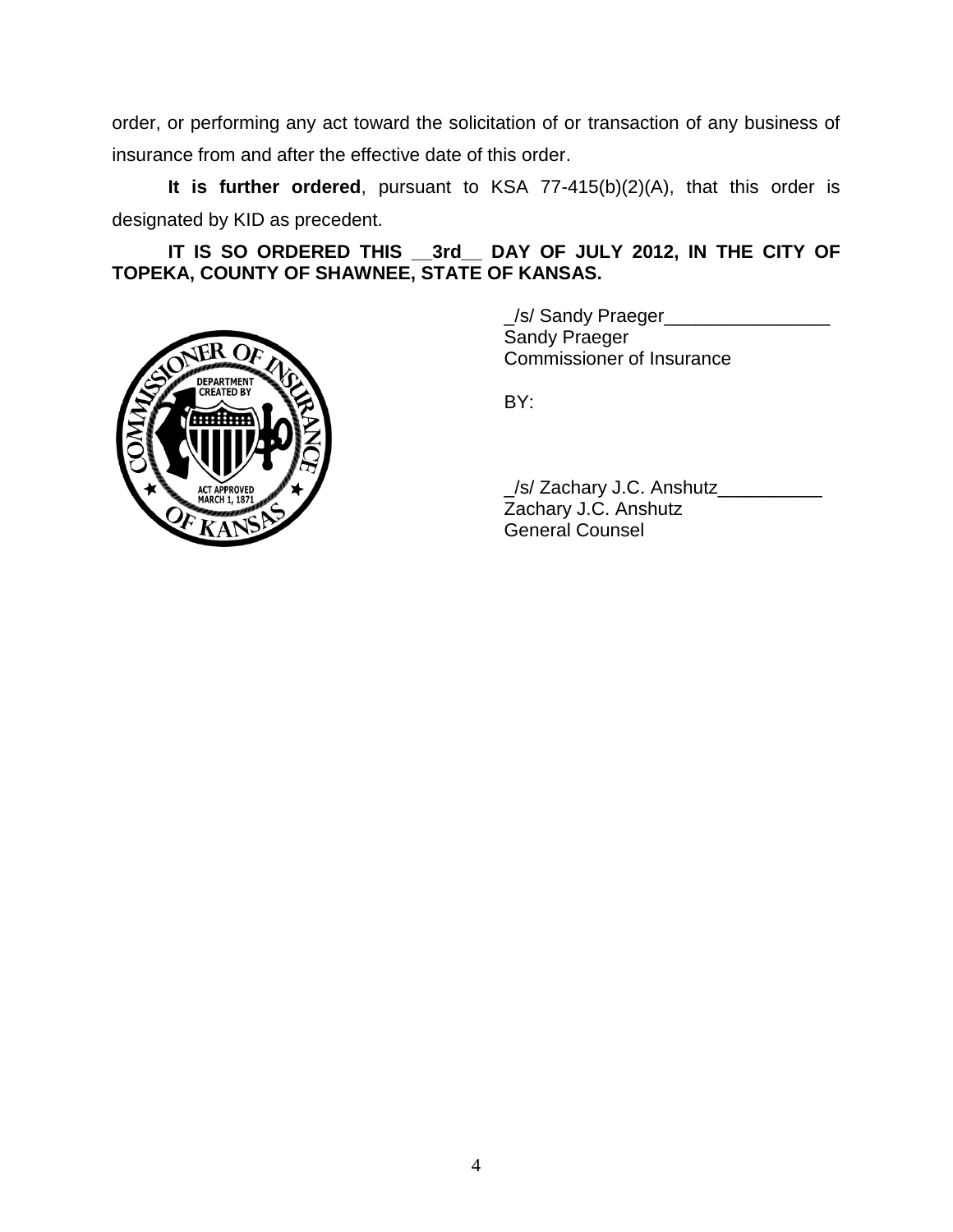order, or performing any act toward the solicitation of or transaction of any business of insurance from and after the effective date of this order.

**It is further ordered**, pursuant to KSA 77-415(b)(2)(A), that this order is designated by KID as precedent.

**IT IS SO ORDERED THIS __3rd__ DAY OF JULY 2012, IN THE CITY OF TOPEKA, COUNTY OF SHAWNEE, STATE OF KANSAS.**

_/s/ Sandy Praeger________________
Sandy Praeger
Commissioner of Insurance

BY:

_/s/ Zachary J.C. Anshutz__________
Zachary J.C. Anshutz
General Counsel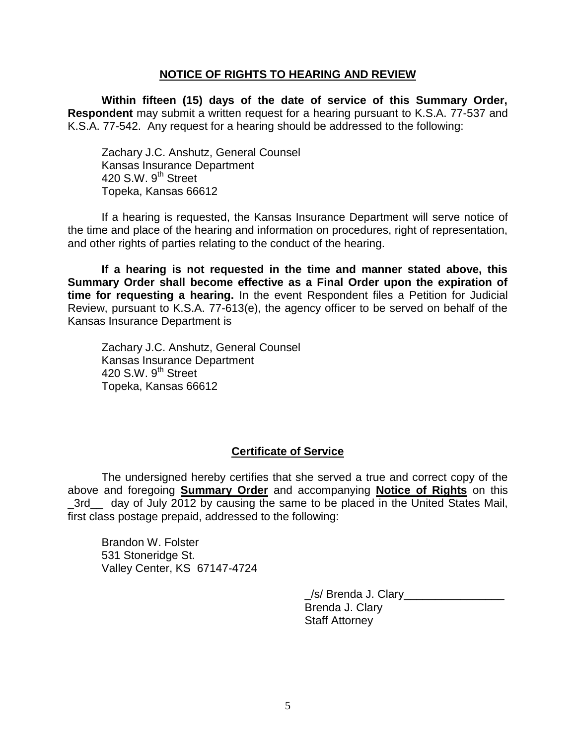## NOTICE OF RIGHTS TO HEARING AND REVIEW

**Within fifteen (15) days of the date of service of this Summary Order, Respondent** may submit a written request for a hearing pursuant to K.S.A. 77-537 and K.S.A. 77-542. Any request for a hearing should be addressed to the following:

Zachary J.C. Anshutz, General Counsel
Kansas Insurance Department
420 S.W. 9th Street
Topeka, Kansas 66612

If a hearing is requested, the Kansas Insurance Department will serve notice of the time and place of the hearing and information on procedures, right of representation, and other rights of parties relating to the conduct of the hearing.

**If a hearing is not requested in the time and manner stated above, this Summary Order shall become effective as a Final Order upon the expiration of time for requesting a hearing.** In the event Respondent files a Petition for Judicial Review, pursuant to K.S.A. 77-613(e), the agency officer to be served on behalf of the Kansas Insurance Department is

Zachary J.C. Anshutz, General Counsel
Kansas Insurance Department
420 S.W. 9th Street
Topeka, Kansas 66612

## Certificate of Service

The undersigned hereby certifies that she served a true and correct copy of the above and foregoing **Summary Order** and accompanying **Notice of Rights** on this _3rd__ day of July 2012 by causing the same to be placed in the United States Mail, first class postage prepaid, addressed to the following:

Brandon W. Folster
531 Stoneridge St.
Valley Center, KS 67147-4724

_/s/ Brenda J. Clary________________
Brenda J. Clary
Staff Attorney